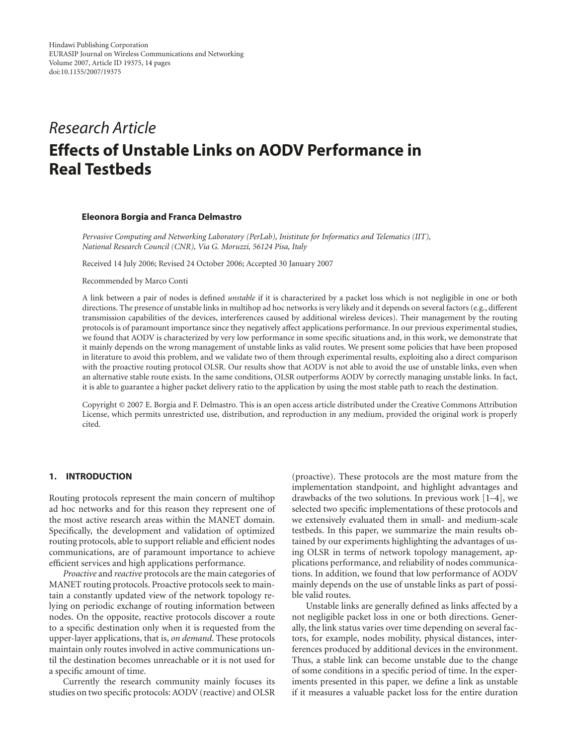Hindawi Publishing Corporation
EURASIP Journal on Wireless Communications and Networking
Volume 2007, Article ID 19375, 14 pages
doi:10.1155/2007/19375

*Research Article*

# Effects of Unstable Links on AODV Performance in Real Testbeds

**Eleonora Borgia and Franca Delmastro**

*Pervasive Computing and Networking Laboratory (PerLab), Inistitute for Informatics and Telematics (IIT), National Research Council (CNR), Via G. Moruzzi, 56124 Pisa, Italy*

Received 14 July 2006; Revised 24 October 2006; Accepted 30 January 2007

Recommended by Marco Conti

A link between a pair of nodes is defined *unstable* if it is characterized by a packet loss which is not negligible in one or both directions. The presence of unstable links in multihop ad hoc networks is very likely and it depends on several factors (e.g., different transmission capabilities of the devices, interferences caused by additional wireless devices). Their management by the routing protocols is of paramount importance since they negatively affect applications performance. In our previous experimental studies, we found that AODV is characterized by very low performance in some specific situations and, in this work, we demonstrate that it mainly depends on the wrong management of unstable links as valid routes. We present some policies that have been proposed in literature to avoid this problem, and we validate two of them through experimental results, exploiting also a direct comparison with the proactive routing protocol OLSR. Our results show that AODV is not able to avoid the use of unstable links, even when an alternative stable route exists. In the same conditions, OLSR outperforms AODV by correctly managing unstable links. In fact, it is able to guarantee a higher packet delivery ratio to the application by using the most stable path to reach the destination.

Copyright © 2007 E. Borgia and F. Delmastro. This is an open access article distributed under the Creative Commons Attribution License, which permits unrestricted use, distribution, and reproduction in any medium, provided the original work is properly cited.

## 1. INTRODUCTION

Routing protocols represent the main concern of multihop ad hoc networks and for this reason they represent one of the most active research areas within the MANET domain. Specifically, the development and validation of optimized routing protocols, able to support reliable and efficient nodes communications, are of paramount importance to achieve efficient services and high applications performance.

*Proactive* and *reactive* protocols are the main categories of MANET routing protocols. Proactive protocols seek to maintain a constantly updated view of the network topology relying on periodic exchange of routing information between nodes. On the opposite, reactive protocols discover a route to a specific destination only when it is requested from the upper-layer applications, that is, *on demand*. These protocols maintain only routes involved in active communications until the destination becomes unreachable or it is not used for a specific amount of time.

Currently the research community mainly focuses its studies on two specific protocols: AODV (reactive) and OLSR (proactive). These protocols are the most mature from the implementation standpoint, and highlight advantages and drawbacks of the two solutions. In previous work [1–4], we selected two specific implementations of these protocols and we extensively evaluated them in small- and medium-scale testbeds. In this paper, we summarize the main results obtained by our experiments highlighting the advantages of using OLSR in terms of network topology management, applications performance, and reliability of nodes communications. In addition, we found that low performance of AODV mainly depends on the use of unstable links as part of possible valid routes.

Unstable links are generally defined as links affected by a not negligible packet loss in one or both directions. Generally, the link status varies over time depending on several factors, for example, nodes mobility, physical distances, interferences produced by additional devices in the environment. Thus, a stable link can become unstable due to the change of some conditions in a specific period of time. In the experiments presented in this paper, we define a link as unstable if it measures a valuable packet loss for the entire duration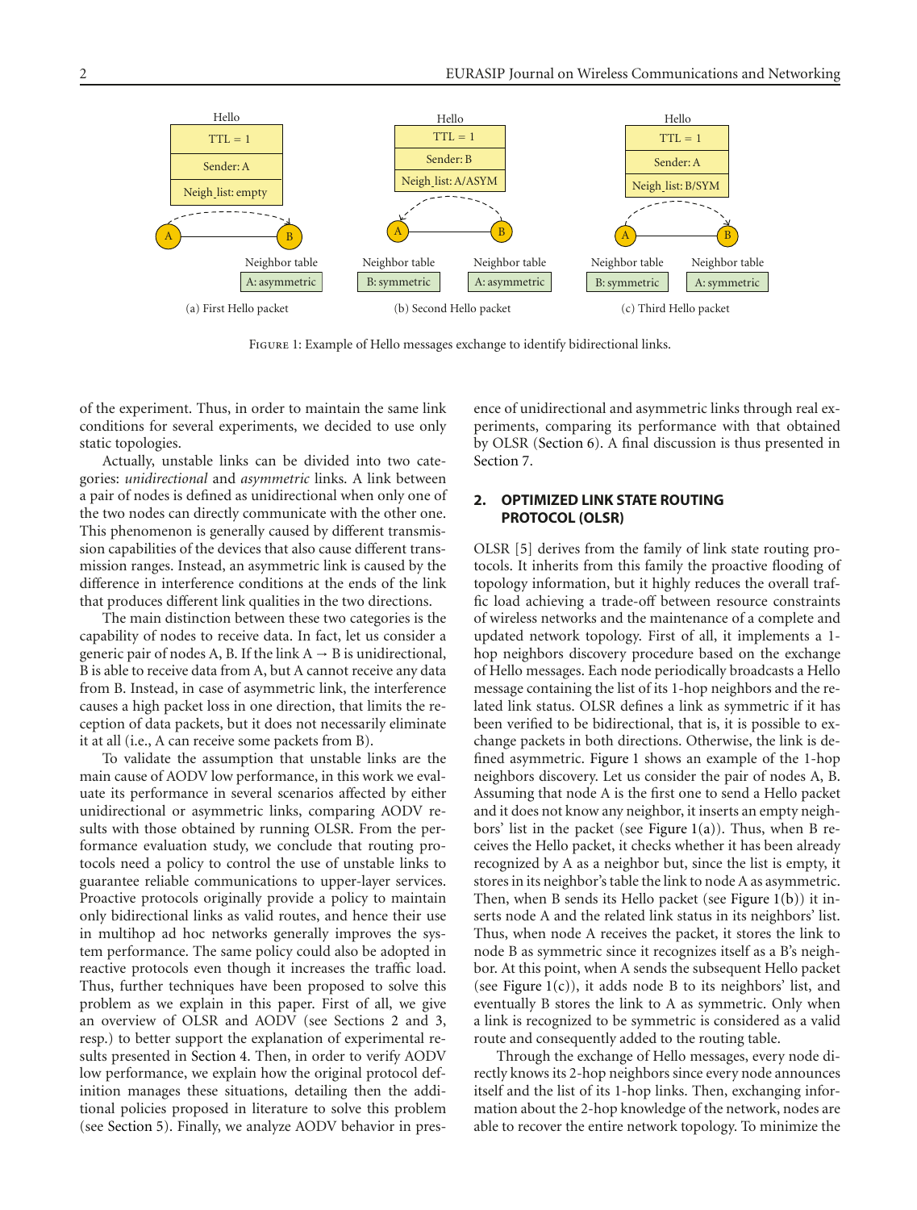Hello

TTL = 1

Sender: A

Neigh_list: empty

A

B

Neighbor table

A: asymmetric

(a) First Hello packet

Hello

TTL = 1

Sender: B

Neigh_list: A/ASYM

A

B

Neighbor table

B: symmetric

Neighbor table

A: asymmetric

(b) Second Hello packet

Hello

TTL = 1

Sender: A

Neigh_list: B/SYM

A

B

Neighbor table

B: symmetric

Neighbor table

A: symmetric

(c) Third Hello packet

Figure 1: Example of Hello messages exchange to identify bidirectional links.

of the experiment. Thus, in order to maintain the same link conditions for several experiments, we decided to use only static topologies.

Actually, unstable links can be divided into two categories: *unidirectional* and *asymmetric* links. A link between a pair of nodes is defined as unidirectional when only one of the two nodes can directly communicate with the other one. This phenomenon is generally caused by different transmission capabilities of the devices that also cause different transmission ranges. Instead, an asymmetric link is caused by the difference in interference conditions at the ends of the link that produces different link qualities in the two directions.

The main distinction between these two categories is the capability of nodes to receive data. In fact, let us consider a generic pair of nodes A, B. If the link A → B is unidirectional, B is able to receive data from A, but A cannot receive any data from B. Instead, in case of asymmetric link, the interference causes a high packet loss in one direction, that limits the reception of data packets, but it does not necessarily eliminate it at all (i.e., A can receive some packets from B).

To validate the assumption that unstable links are the main cause of AODV low performance, in this work we evaluate its performance in several scenarios affected by either unidirectional or asymmetric links, comparing AODV results with those obtained by running OLSR. From the performance evaluation study, we conclude that routing protocols need a policy to control the use of unstable links to guarantee reliable communications to upper-layer services. Proactive protocols originally provide a policy to maintain only bidirectional links as valid routes, and hence their use in multihop ad hoc networks generally improves the system performance. The same policy could also be adopted in reactive protocols even though it increases the traffic load. Thus, further techniques have been proposed to solve this problem as we explain in this paper. First of all, we give an overview of OLSR and AODV (see Sections 2 and 3, resp.) to better support the explanation of experimental results presented in Section 4. Then, in order to verify AODV low performance, we explain how the original protocol definition manages these situations, detailing then the additional policies proposed in literature to solve this problem (see Section 5). Finally, we analyze AODV behavior in presence of unidirectional and asymmetric links through real experiments, comparing its performance with that obtained by OLSR (Section 6). A final discussion is thus presented in Section 7.

## 2. OPTIMIZED LINK STATE ROUTING PROTOCOL (OLSR)

OLSR [5] derives from the family of link state routing protocols. It inherits from this family the proactive flooding of topology information, but it highly reduces the overall traffic load achieving a trade-off between resource constraints of wireless networks and the maintenance of a complete and updated network topology. First of all, it implements a 1-hop neighbors discovery procedure based on the exchange of Hello messages. Each node periodically broadcasts a Hello message containing the list of its 1-hop neighbors and the related link status. OLSR defines a link as symmetric if it has been verified to be bidirectional, that is, it is possible to exchange packets in both directions. Otherwise, the link is defined asymmetric. Figure 1 shows an example of the 1-hop neighbors discovery. Let us consider the pair of nodes A, B. Assuming that node A is the first one to send a Hello packet and it does not know any neighbor, it inserts an empty neighbors' list in the packet (see Figure 1(a)). Thus, when B receives the Hello packet, it checks whether it has been already recognized by A as a neighbor but, since the list is empty, it stores in its neighbor's table the link to node A as asymmetric. Then, when B sends its Hello packet (see Figure 1(b)) it inserts node A and the related link status in its neighbors' list. Thus, when node A receives the packet, it stores the link to node B as symmetric since it recognizes itself as a B's neighbor. At this point, when A sends the subsequent Hello packet (see Figure 1(c)), it adds node B to its neighbors' list, and eventually B stores the link to A as symmetric. Only when a link is recognized to be symmetric is considered as a valid route and consequently added to the routing table.

Through the exchange of Hello messages, every node directly knows its 2-hop neighbors since every node announces itself and the list of its 1-hop links. Then, exchanging information about the 2-hop knowledge of the network, nodes are able to recover the entire network topology. To minimize the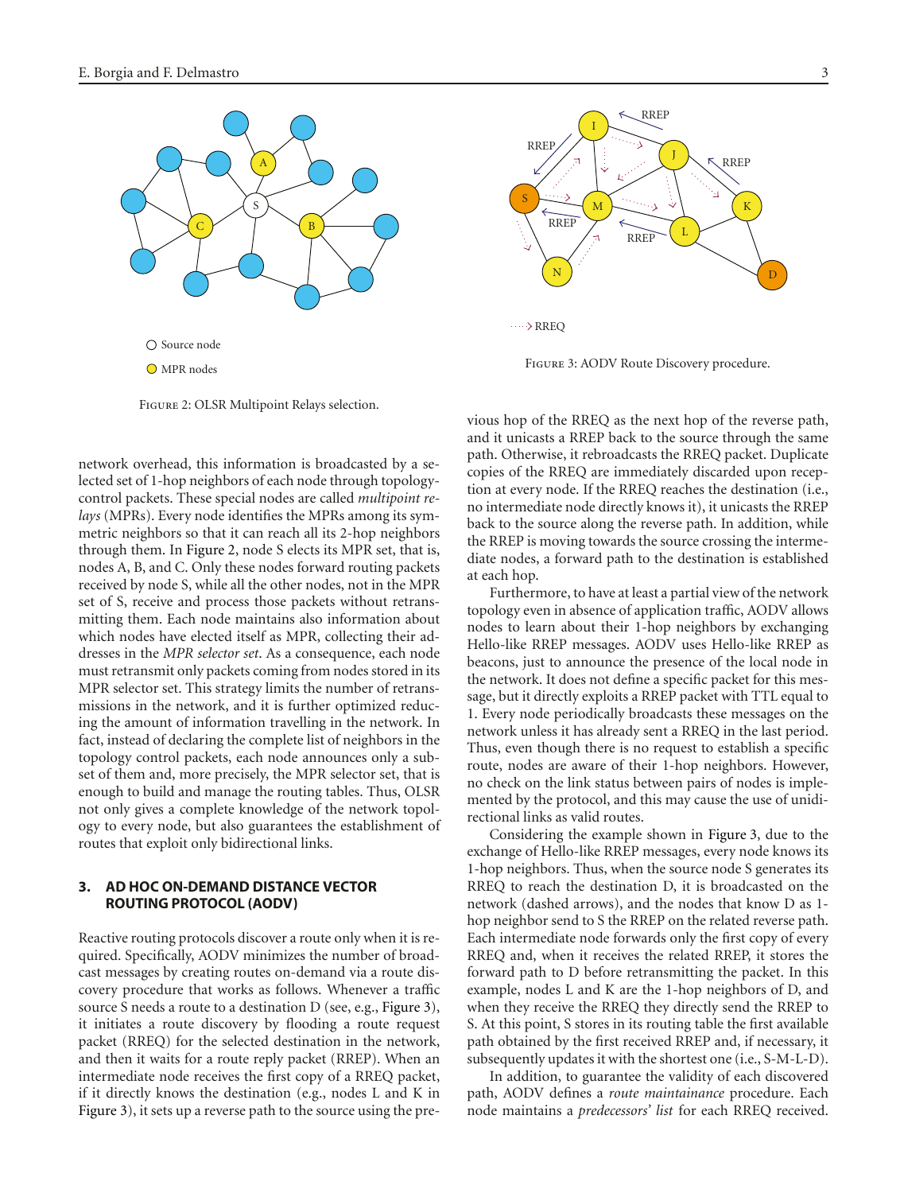Source node

MPR nodes

Figure 2: OLSR Multipoint Relays selection.

RREP

RREP

RREP

RREP

RREP

RREQ

Figure 3: AODV Route Discovery procedure.

network overhead, this information is broadcasted by a selected set of 1-hop neighbors of each node through topology-control packets. These special nodes are called *multipoint relays* (MPRs). Every node identifies the MPRs among its symmetric neighbors so that it can reach all its 2-hop neighbors through them. In Figure 2, node S elects its MPR set, that is, nodes A, B, and C. Only these nodes forward routing packets received by node S, while all the other nodes, not in the MPR set of S, receive and process those packets without retransmitting them. Each node maintains also information about which nodes have elected itself as MPR, collecting their addresses in the *MPR selector set*. As a consequence, each node must retransmit only packets coming from nodes stored in its MPR selector set. This strategy limits the number of retransmissions in the network, and it is further optimized reducing the amount of information travelling in the network. In fact, instead of declaring the complete list of neighbors in the topology control packets, each node announces only a subset of them and, more precisely, the MPR selector set, that is enough to build and manage the routing tables. Thus, OLSR not only gives a complete knowledge of the network topology to every node, but also guarantees the establishment of routes that exploit only bidirectional links.

## 3. AD HOC ON-DEMAND DISTANCE VECTOR ROUTING PROTOCOL (AODV)

Reactive routing protocols discover a route only when it is required. Specifically, AODV minimizes the number of broadcast messages by creating routes on-demand via a route discovery procedure that works as follows. Whenever a traffic source S needs a route to a destination D (see, e.g., Figure 3), it initiates a route discovery by flooding a route request packet (RREQ) for the selected destination in the network, and then it waits for a route reply packet (RREP). When an intermediate node receives the first copy of a RREQ packet, if it directly knows the destination (e.g., nodes L and K in Figure 3), it sets up a reverse path to the source using the previous hop of the RREQ as the next hop of the reverse path, and it unicasts a RREP back to the source through the same path. Otherwise, it rebroadcasts the RREQ packet. Duplicate copies of the RREQ are immediately discarded upon reception at every node. If the RREQ reaches the destination (i.e., no intermediate node directly knows it), it unicasts the RREP back to the source along the reverse path. In addition, while the RREP is moving towards the source crossing the intermediate nodes, a forward path to the destination is established at each hop.

Furthermore, to have at least a partial view of the network topology even in absence of application traffic, AODV allows nodes to learn about their 1-hop neighbors by exchanging Hello-like RREP messages. AODV uses Hello-like RREP as beacons, just to announce the presence of the local node in the network. It does not define a specific packet for this message, but it directly exploits a RREP packet with TTL equal to 1. Every node periodically broadcasts these messages on the network unless it has already sent a RREQ in the last period. Thus, even though there is no request to establish a specific route, nodes are aware of their 1-hop neighbors. However, no check on the link status between pairs of nodes is implemented by the protocol, and this may cause the use of unidirectional links as valid routes.

Considering the example shown in Figure 3, due to the exchange of Hello-like RREP messages, every node knows its 1-hop neighbors. Thus, when the source node S generates its RREQ to reach the destination D, it is broadcasted on the network (dashed arrows), and the nodes that know D as 1-hop neighbor send to S the RREP on the related reverse path. Each intermediate node forwards only the first copy of every RREQ and, when it receives the related RREP, it stores the forward path to D before retransmitting the packet. In this example, nodes L and K are the 1-hop neighbors of D, and when they receive the RREQ they directly send the RREP to S. At this point, S stores in its routing table the first available path obtained by the first received RREP and, if necessary, it subsequently updates it with the shortest one (i.e., S-M-L-D).

In addition, to guarantee the validity of each discovered path, AODV defines a *route maintainance* procedure. Each node maintains a *predecessors' list* for each RREQ received.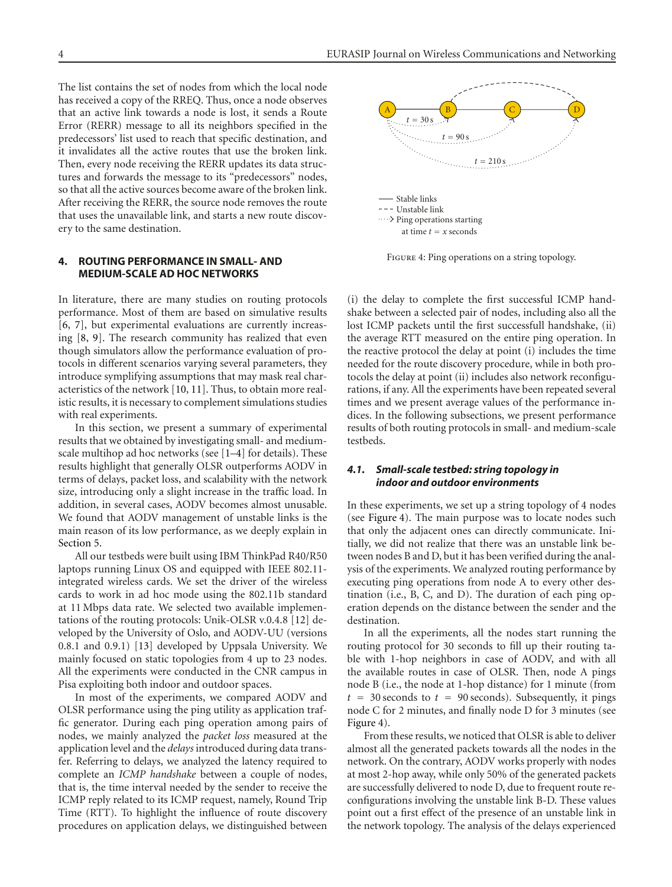The list contains the set of nodes from which the local node has received a copy of the RREQ. Thus, once a node observes that an active link towards a node is lost, it sends a Route Error (RERR) message to all its neighbors specified in the predecessors' list used to reach that specific destination, and it invalidates all the active routes that use the broken link. Then, every node receiving the RERR updates its data structures and forwards the message to its "predecessors" nodes, so that all the active sources become aware of the broken link. After receiving the RERR, the source node removes the route that uses the unavailable link, and starts a new route discovery to the same destination.

## 4. ROUTING PERFORMANCE IN SMALL- AND MEDIUM-SCALE AD HOC NETWORKS

In literature, there are many studies on routing protocols performance. Most of them are based on simulative results [6, 7], but experimental evaluations are currently increasing [8, 9]. The research community has realized that even though simulators allow the performance evaluation of protocols in different scenarios varying several parameters, they introduce symplifying assumptions that may mask real characteristics of the network [10, 11]. Thus, to obtain more realistic results, it is necessary to complement simulations studies with real experiments.

In this section, we present a summary of experimental results that we obtained by investigating small- and medium-scale multihop ad hoc networks (see [1–4] for details). These results highlight that generally OLSR outperforms AODV in terms of delays, packet loss, and scalability with the network size, introducing only a slight increase in the traffic load. In addition, in several cases, AODV becomes almost unusable. We found that AODV management of unstable links is the main reason of its low performance, as we deeply explain in Section 5.

All our testbeds were built using IBM ThinkPad R40/R50 laptops running Linux OS and equipped with IEEE 802.11-integrated wireless cards. We set the driver of the wireless cards to work in ad hoc mode using the 802.11b standard at 11 Mbps data rate. We selected two available implementations of the routing protocols: Unik-OLSR v.0.4.8 [12] developed by the University of Oslo, and AODV-UU (versions 0.8.1 and 0.9.1) [13] developed by Uppsala University. We mainly focused on static topologies from 4 up to 23 nodes. All the experiments were conducted in the CNR campus in Pisa exploiting both indoor and outdoor spaces.

In most of the experiments, we compared AODV and OLSR performance using the ping utility as application traffic generator. During each ping operation among pairs of nodes, we mainly analyzed the *packet loss* measured at the application level and the *delays* introduced during data transfer. Referring to delays, we analyzed the latency required to complete an *ICMP handshake* between a couple of nodes, that is, the time interval needed by the sender to receive the ICMP reply related to its ICMP request, namely, Round Trip Time (RTT). To highlight the influence of route discovery procedures on application delays, we distinguished between

A
B
C
D
$t = 30$ s
$t = 90$ s
$t = 210$ s
Stable links
Unstable link
Ping operations starting at time $t = x$ seconds

FIGURE 4: Ping operations on a string topology.

(i) the delay to complete the first successful ICMP handshake between a selected pair of nodes, including also all the lost ICMP packets until the first successfull handshake, (ii) the average RTT measured on the entire ping operation. In the reactive protocol the delay at point (i) includes the time needed for the route discovery procedure, while in both protocols the delay at point (ii) includes also network reconfigurations, if any. All the experiments have been repeated several times and we present average values of the performance indices. In the following subsections, we present performance results of both routing protocols in small- and medium-scale testbeds.

### 4.1. Small-scale testbed: string topology in indoor and outdoor environments

In these experiments, we set up a string topology of 4 nodes (see Figure 4). The main purpose was to locate nodes such that only the adjacent ones can directly communicate. Initially, we did not realize that there was an unstable link between nodes B and D, but it has been verified during the analysis of the experiments. We analyzed routing performance by executing ping operations from node A to every other destination (i.e., B, C, and D). The duration of each ping operation depends on the distance between the sender and the destination.

In all the experiments, all the nodes start running the routing protocol for 30 seconds to fill up their routing table with 1-hop neighbors in case of AODV, and with all the available routes in case of OLSR. Then, node A pings node B (i.e., the node at 1-hop distance) for 1 minute (from $t = 30$ seconds to $t = 90$ seconds). Subsequently, it pings node C for 2 minutes, and finally node D for 3 minutes (see Figure 4).

From these results, we noticed that OLSR is able to deliver almost all the generated packets towards all the nodes in the network. On the contrary, AODV works properly with nodes at most 2-hop away, while only 50% of the generated packets are successfully delivered to node D, due to frequent route reconfigurations involving the unstable link B-D. These values point out a first effect of the presence of an unstable link in the network topology. The analysis of the delays experienced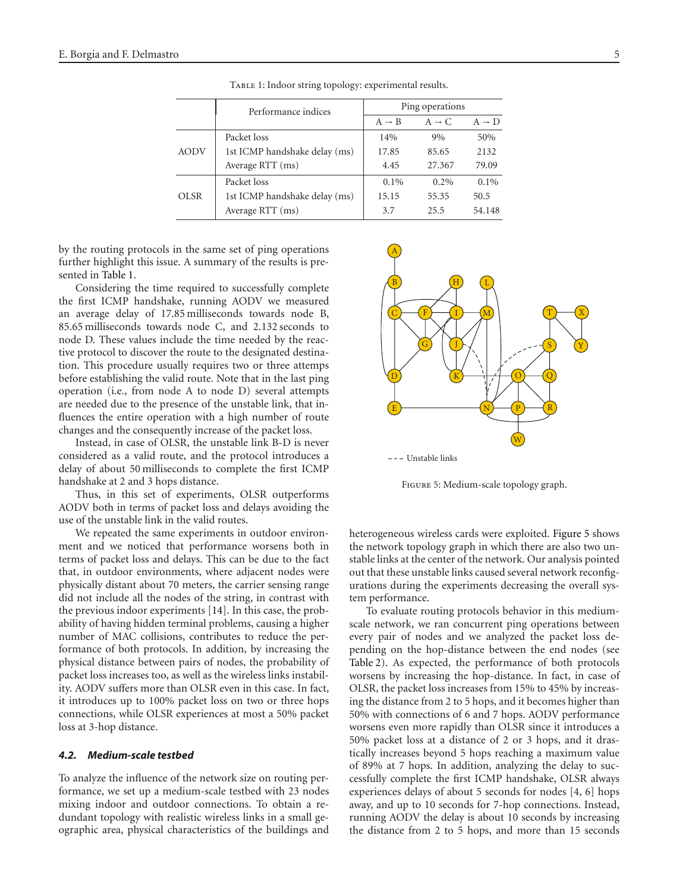Table 1: Indoor string topology: experimental results.

| | Performance indices | Ping operations | | |
|---|---|---|---|---|
| | | A → B | A → C | A → D |
| AODV | Packet loss | 14% | 9% | 50% |
| | 1st ICMP handshake delay (ms) | 17.85 | 85.65 | 2132 |
| | Average RTT (ms) | 4.45 | 27.367 | 79.09 |
| OLSR | Packet loss | 0.1% | 0.2% | 0.1% |
| | 1st ICMP handshake delay (ms) | 15.15 | 55.35 | 50.5 |
| | Average RTT (ms) | 3.7 | 25.5 | 54.148 |

by the routing protocols in the same set of ping operations further highlight this issue. A summary of the results is presented in Table 1.

Considering the time required to successfully complete the first ICMP handshake, running AODV we measured an average delay of 17.85 milliseconds towards node B, 85.65 milliseconds towards node C, and 2.132 seconds to node D. These values include the time needed by the reactive protocol to discover the route to the designated destination. This procedure usually requires two or three attemps before establishing the valid route. Note that in the last ping operation (i.e., from node A to node D) several attempts are needed due to the presence of the unstable link, that influences the entire operation with a high number of route changes and the consequently increase of the packet loss.

Instead, in case of OLSR, the unstable link B-D is never considered as a valid route, and the protocol introduces a delay of about 50 milliseconds to complete the first ICMP handshake at 2 and 3 hops distance.

Thus, in this set of experiments, OLSR outperforms AODV both in terms of packet loss and delays avoiding the use of the unstable link in the valid routes.

We repeated the same experiments in outdoor environment and we noticed that performance worsens both in terms of packet loss and delays. This can be due to the fact that, in outdoor environments, where adjacent nodes were physically distant about 70 meters, the carrier sensing range did not include all the nodes of the string, in contrast with the previous indoor experiments [14]. In this case, the probability of having hidden terminal problems, causing a higher number of MAC collisions, contributes to reduce the performance of both protocols. In addition, by increasing the physical distance between pairs of nodes, the probability of packet loss increases too, as well as the wireless links instability. AODV suffers more than OLSR even in this case. In fact, it introduces up to 100% packet loss on two or three hops connections, while OLSR experiences at most a 50% packet loss at 3-hop distance.

### *4.2. Medium-scale testbed*

To analyze the influence of the network size on routing performance, we set up a medium-scale testbed with 23 nodes mixing indoor and outdoor connections. To obtain a redundant topology with realistic wireless links in a small geographic area, physical characteristics of the buildings and heterogeneous wireless cards were exploited. Figure 5 shows the network topology graph in which there are also two unstable links at the center of the network. Our analysis pointed out that these unstable links caused several network reconfigurations during the experiments decreasing the overall system performance.

--- Unstable links

Figure 5: Medium-scale topology graph.

To evaluate routing protocols behavior in this medium-scale network, we ran concurrent ping operations between every pair of nodes and we analyzed the packet loss depending on the hop-distance between the end nodes (see Table 2). As expected, the performance of both protocols worsens by increasing the hop-distance. In fact, in case of OLSR, the packet loss increases from 15% to 45% by increasing the distance from 2 to 5 hops, and it becomes higher than 50% with connections of 6 and 7 hops. AODV performance worsens even more rapidly than OLSR since it introduces a 50% packet loss at a distance of 2 or 3 hops, and it drastically increases beyond 5 hops reaching a maximum value of 89% at 7 hops. In addition, analyzing the delay to successfully complete the first ICMP handshake, OLSR always experiences delays of about 5 seconds for nodes [4, 6] hops away, and up to 10 seconds for 7-hop connections. Instead, running AODV the delay is about 10 seconds by increasing the distance from 2 to 5 hops, and more than 15 seconds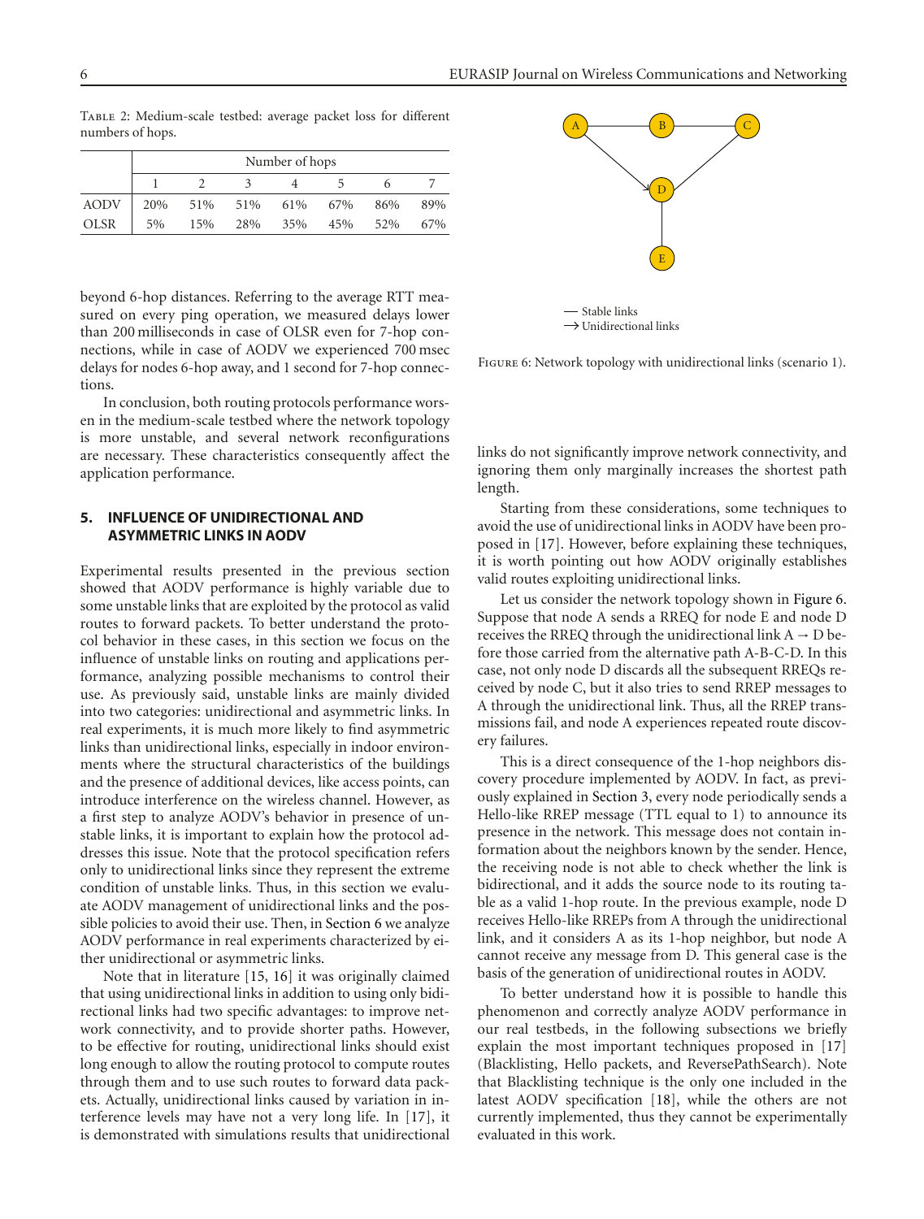Table 2: Medium-scale testbed: average packet loss for different numbers of hops.

| | Number of hops | | | | | | |
|---|---|---|---|---|---|---|---|
| | 1 | 2 | 3 | 4 | 5 | 6 | 7 |
| AODV | 20% | 51% | 51% | 61% | 67% | 86% | 89% |
| OLSR | 5% | 15% | 28% | 35% | 45% | 52% | 67% |

beyond 6-hop distances. Referring to the average RTT measured on every ping operation, we measured delays lower than 200 milliseconds in case of OLSR even for 7-hop connections, while in case of AODV we experienced 700 msec delays for nodes 6-hop away, and 1 second for 7-hop connections.

In conclusion, both routing protocols performance worsen in the medium-scale testbed where the network topology is more unstable, and several network reconfigurations are necessary. These characteristics consequently affect the application performance.

## 5. INFLUENCE OF UNIDIRECTIONAL AND ASYMMETRIC LINKS IN AODV

Experimental results presented in the previous section showed that AODV performance is highly variable due to some unstable links that are exploited by the protocol as valid routes to forward packets. To better understand the protocol behavior in these cases, in this section we focus on the influence of unstable links on routing and applications performance, analyzing possible mechanisms to control their use. As previously said, unstable links are mainly divided into two categories: unidirectional and asymmetric links. In real experiments, it is much more likely to find asymmetric links than unidirectional links, especially in indoor environments where the structural characteristics of the buildings and the presence of additional devices, like access points, can introduce interference on the wireless channel. However, as a first step to analyze AODV's behavior in presence of unstable links, it is important to explain how the protocol addresses this issue. Note that the protocol specification refers only to unidirectional links since they represent the extreme condition of unstable links. Thus, in this section we evaluate AODV management of unidirectional links and the possible policies to avoid their use. Then, in Section 6 we analyze AODV performance in real experiments characterized by either unidirectional or asymmetric links.

Note that in literature [15, 16] it was originally claimed that using unidirectional links in addition to using only bidirectional links had two specific advantages: to improve network connectivity, and to provide shorter paths. However, to be effective for routing, unidirectional links should exist long enough to allow the routing protocol to compute routes through them and to use such routes to forward data packets. Actually, unidirectional links caused by variation in interference levels may have not a very long life. In [17], it is demonstrated with simulations results that unidirectional links do not significantly improve network connectivity, and ignoring them only marginally increases the shortest path length.

Figure 6: Network topology with unidirectional links (scenario 1).

Starting from these considerations, some techniques to avoid the use of unidirectional links in AODV have been proposed in [17]. However, before explaining these techniques, it is worth pointing out how AODV originally establishes valid routes exploiting unidirectional links.

Let us consider the network topology shown in Figure 6. Suppose that node A sends a RREQ for node E and node D receives the RREQ through the unidirectional link A → D before those carried from the alternative path A-B-C-D. In this case, not only node D discards all the subsequent RREQs received by node C, but it also tries to send RREP messages to A through the unidirectional link. Thus, all the RREP transmissions fail, and node A experiences repeated route discovery failures.

This is a direct consequence of the 1-hop neighbors discovery procedure implemented by AODV. In fact, as previously explained in Section 3, every node periodically sends a Hello-like RREP message (TTL equal to 1) to announce its presence in the network. This message does not contain information about the neighbors known by the sender. Hence, the receiving node is not able to check whether the link is bidirectional, and it adds the source node to its routing table as a valid 1-hop route. In the previous example, node D receives Hello-like RREPs from A through the unidirectional link, and it considers A as its 1-hop neighbor, but node A cannot receive any message from D. This general case is the basis of the generation of unidirectional routes in AODV.

To better understand how it is possible to handle this phenomenon and correctly analyze AODV performance in our real testbeds, in the following subsections we briefly explain the most important techniques proposed in [17] (Blacklisting, Hello packets, and ReversePathSearch). Note that Blacklisting technique is the only one included in the latest AODV specification [18], while the others are not currently implemented, thus they cannot be experimentally evaluated in this work.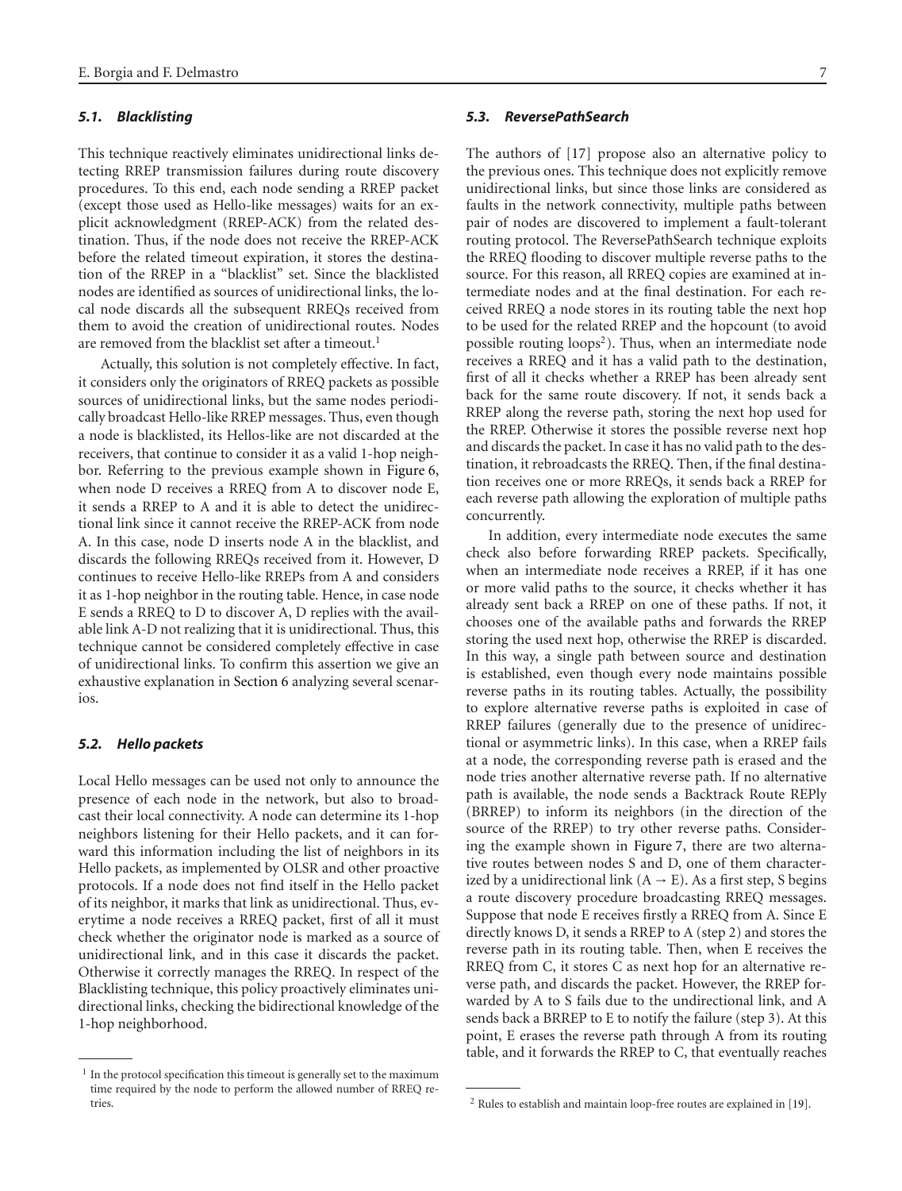### *5.1. Blacklisting*

This technique reactively eliminates unidirectional links detecting RREP transmission failures during route discovery procedures. To this end, each node sending a RREP packet (except those used as Hello-like messages) waits for an explicit acknowledgment (RREP-ACK) from the related destination. Thus, if the node does not receive the RREP-ACK before the related timeout expiration, it stores the destination of the RREP in a "blacklist" set. Since the blacklisted nodes are identified as sources of unidirectional links, the local node discards all the subsequent RREQs received from them to avoid the creation of unidirectional routes. Nodes are removed from the blacklist set after a timeout.[1]

Actually, this solution is not completely effective. In fact, it considers only the originators of RREQ packets as possible sources of unidirectional links, but the same nodes periodically broadcast Hello-like RREP messages. Thus, even though a node is blacklisted, its Hellos-like are not discarded at the receivers, that continue to consider it as a valid 1-hop neighbor. Referring to the previous example shown in Figure 6, when node D receives a RREQ from A to discover node E, it sends a RREP to A and it is able to detect the unidirectional link since it cannot receive the RREP-ACK from node A. In this case, node D inserts node A in the blacklist, and discards the following RREQs received from it. However, D continues to receive Hello-like RREPs from A and considers it as 1-hop neighbor in the routing table. Hence, in case node E sends a RREQ to D to discover A, D replies with the available link A-D not realizing that it is unidirectional. Thus, this technique cannot be considered completely effective in case of unidirectional links. To confirm this assertion we give an exhaustive explanation in Section 6 analyzing several scenarios.

### *5.2. Hello packets*

Local Hello messages can be used not only to announce the presence of each node in the network, but also to broadcast their local connectivity. A node can determine its 1-hop neighbors listening for their Hello packets, and it can forward this information including the list of neighbors in its Hello packets, as implemented by OLSR and other proactive protocols. If a node does not find itself in the Hello packet of its neighbor, it marks that link as unidirectional. Thus, everytime a node receives a RREQ packet, first of all it must check whether the originator node is marked as a source of unidirectional link, and in this case it discards the packet. Otherwise it correctly manages the RREQ. In respect of the Blacklisting technique, this policy proactively eliminates unidirectional links, checking the bidirectional knowledge of the 1-hop neighborhood.

### *5.3. ReversePathSearch*

The authors of [17] propose also an alternative policy to the previous ones. This technique does not explicitly remove unidirectional links, but since those links are considered as faults in the network connectivity, multiple paths between pair of nodes are discovered to implement a fault-tolerant routing protocol. The ReversePathSearch technique exploits the RREQ flooding to discover multiple reverse paths to the source. For this reason, all RREQ copies are examined at intermediate nodes and at the final destination. For each received RREQ a node stores in its routing table the next hop to be used for the related RREP and the hopcount (to avoid possible routing loops[2]). Thus, when an intermediate node receives a RREQ and it has a valid path to the destination, first of all it checks whether a RREP has been already sent back for the same route discovery. If not, it sends back a RREP along the reverse path, storing the next hop used for the RREP. Otherwise it stores the possible reverse next hop and discards the packet. In case it has no valid path to the destination, it rebroadcasts the RREQ. Then, if the final destination receives one or more RREQs, it sends back a RREP for each reverse path allowing the exploration of multiple paths concurrently.

In addition, every intermediate node executes the same check also before forwarding RREP packets. Specifically, when an intermediate node receives a RREP, if it has one or more valid paths to the source, it checks whether it has already sent back a RREP on one of these paths. If not, it chooses one of the available paths and forwards the RREP storing the used next hop, otherwise the RREP is discarded. In this way, a single path between source and destination is established, even though every node maintains possible reverse paths in its routing tables. Actually, the possibility to explore alternative reverse paths is exploited in case of RREP failures (generally due to the presence of unidirectional or asymmetric links). In this case, when a RREP fails at a node, the corresponding reverse path is erased and the node tries another alternative reverse path. If no alternative path is available, the node sends a Backtrack Route REPly (BRREP) to inform its neighbors (in the direction of the source of the RREP) to try other reverse paths. Considering the example shown in Figure 7, there are two alternative routes between nodes S and D, one of them characterized by a unidirectional link ($A \rightarrow E$). As a first step, S begins a route discovery procedure broadcasting RREQ messages. Suppose that node E receives firstly a RREQ from A. Since E directly knows D, it sends a RREP to A (step 2) and stores the reverse path in its routing table. Then, when E receives the RREQ from C, it stores C as next hop for an alternative reverse path, and discards the packet. However, the RREP forwarded by A to S fails due to the undirectional link, and A sends back a BRREP to E to notify the failure (step 3). At this point, E erases the reverse path through A from its routing table, and it forwards the RREP to C, that eventually reaches

---

[1] In the protocol specification this timeout is generally set to the maximum time required by the node to perform the allowed number of RREQ retries.

[2] Rules to establish and maintain loop-free routes are explained in [19].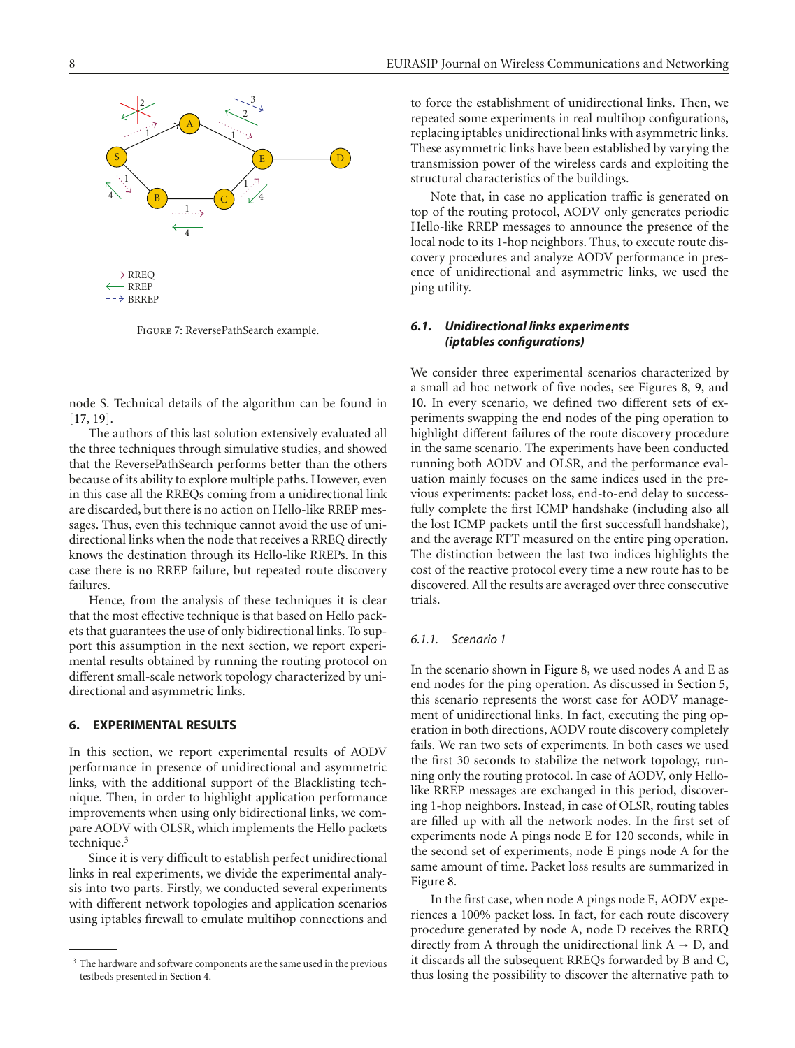RREQ
RREP
BRREP

Figure 7: ReversePathSearch example.

node S. Technical details of the algorithm can be found in [17, 19].

The authors of this last solution extensively evaluated all the three techniques through simulative studies, and showed that the ReversePathSearch performs better than the others because of its ability to explore multiple paths. However, even in this case all the RREQs coming from a unidirectional link are discarded, but there is no action on Hello-like RREP messages. Thus, even this technique cannot avoid the use of unidirectional links when the node that receives a RREQ directly knows the destination through its Hello-like RREPs. In this case there is no RREP failure, but repeated route discovery failures.

Hence, from the analysis of these techniques it is clear that the most effective technique is that based on Hello packets that guarantees the use of only bidirectional links. To support this assumption in the next section, we report experimental results obtained by running the routing protocol on different small-scale network topology characterized by unidirectional and asymmetric links.

## 6. EXPERIMENTAL RESULTS

In this section, we report experimental results of AODV performance in presence of unidirectional and asymmetric links, with the additional support of the Blacklisting technique. Then, in order to highlight application performance improvements when using only bidirectional links, we compare AODV with OLSR, which implements the Hello packets technique.[3]

Since it is very difficult to establish perfect unidirectional links in real experiments, we divide the experimental analysis into two parts. Firstly, we conducted several experiments with different network topologies and application scenarios using iptables firewall to emulate multihop connections and to force the establishment of unidirectional links. Then, we repeated some experiments in real multihop configurations, replacing iptables unidirectional links with asymmetric links. These asymmetric links have been established by varying the transmission power of the wireless cards and exploiting the structural characteristics of the buildings.

Note that, in case no application traffic is generated on top of the routing protocol, AODV only generates periodic Hello-like RREP messages to announce the presence of the local node to its 1-hop neighbors. Thus, to execute route discovery procedures and analyze AODV performance in presence of unidirectional and asymmetric links, we used the ping utility.

### 6.1. *Unidirectional links experiments (iptables configurations)*

We consider three experimental scenarios characterized by a small ad hoc network of five nodes, see Figures 8, 9, and 10. In every scenario, we defined two different sets of experiments swapping the end nodes of the ping operation to highlight different failures of the route discovery procedure in the same scenario. The experiments have been conducted running both AODV and OLSR, and the performance evaluation mainly focuses on the same indices used in the previous experiments: packet loss, end-to-end delay to successfully complete the first ICMP handshake (including also all the lost ICMP packets until the first successfull handshake), and the average RTT measured on the entire ping operation. The distinction between the last two indices highlights the cost of the reactive protocol every time a new route has to be discovered. All the results are averaged over three consecutive trials.

#### 6.1.1. *Scenario 1*

In the scenario shown in Figure 8, we used nodes A and E as end nodes for the ping operation. As discussed in Section 5, this scenario represents the worst case for AODV management of unidirectional links. In fact, executing the ping operation in both directions, AODV route discovery completely fails. We ran two sets of experiments. In both cases we used the first 30 seconds to stabilize the network topology, running only the routing protocol. In case of AODV, only Hello-like RREP messages are exchanged in this period, discovering 1-hop neighbors. Instead, in case of OLSR, routing tables are filled up with all the network nodes. In the first set of experiments node A pings node E for 120 seconds, while in the second set of experiments, node E pings node A for the same amount of time. Packet loss results are summarized in Figure 8.

In the first case, when node A pings node E, AODV experiences a 100% packet loss. In fact, for each route discovery procedure generated by node A, node D receives the RREQ directly from A through the unidirectional link A → D, and it discards all the subsequent RREQs forwarded by B and C, thus losing the possibility to discover the alternative path to

[3] The hardware and software components are the same used in the previous testbeds presented in Section 4.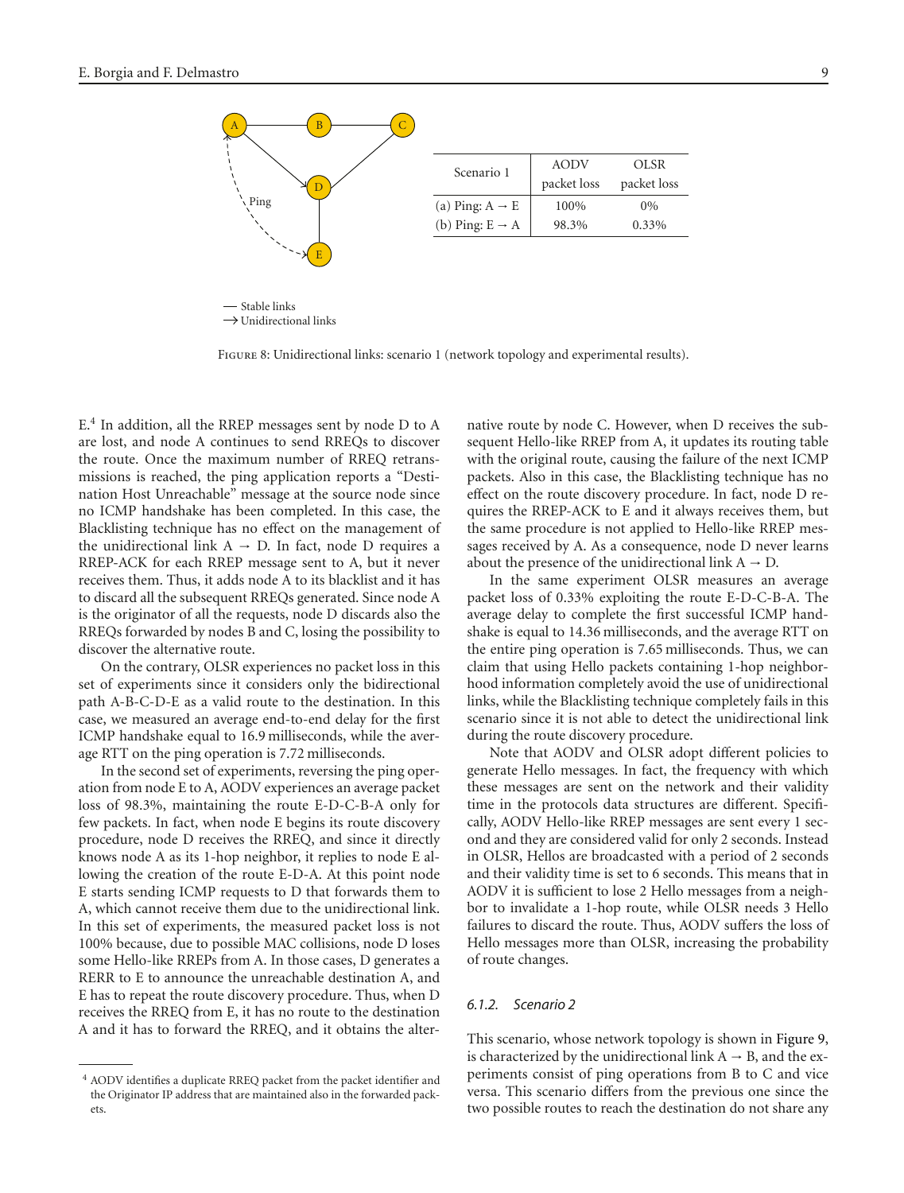A B C D E

Ping

— Stable links
→ Unidirectional links

| Scenario 1 | AODV packet loss | OLSR packet loss |
|---|---|---|
| (a) Ping: A → E | 100% | 0% |
| (b) Ping: E → A | 98.3% | 0.33% |

Figure 8: Unidirectional links: scenario 1 (network topology and experimental results).

E.[4] In addition, all the RREP messages sent by node D to A are lost, and node A continues to send RREQs to discover the route. Once the maximum number of RREQ retransmissions is reached, the ping application reports a "Destination Host Unreachable" message at the source node since no ICMP handshake has been completed. In this case, the Blacklisting technique has no effect on the management of the unidirectional link A → D. In fact, node D requires a RREP-ACK for each RREP message sent to A, but it never receives them. Thus, it adds node A to its blacklist and it has to discard all the subsequent RREQs generated. Since node A is the originator of all the requests, node D discards also the RREQs forwarded by nodes B and C, losing the possibility to discover the alternative route.

On the contrary, OLSR experiences no packet loss in this set of experiments since it considers only the bidirectional path A-B-C-D-E as a valid route to the destination. In this case, we measured an average end-to-end delay for the first ICMP handshake equal to 16.9 milliseconds, while the average RTT on the ping operation is 7.72 milliseconds.

In the second set of experiments, reversing the ping operation from node E to A, AODV experiences an average packet loss of 98.3%, maintaining the route E-D-C-B-A only for few packets. In fact, when node E begins its route discovery procedure, node D receives the RREQ, and since it directly knows node A as its 1-hop neighbor, it replies to node E allowing the creation of the route E-D-A. At this point node E starts sending ICMP requests to D that forwards them to A, which cannot receive them due to the unidirectional link. In this set of experiments, the measured packet loss is not 100% because, due to possible MAC collisions, node D loses some Hello-like RREPs from A. In those cases, D generates a RERR to E to announce the unreachable destination A, and E has to repeat the route discovery procedure. Thus, when D receives the RREQ from E, it has no route to the destination A and it has to forward the RREQ, and it obtains the alternative route by node C. However, when D receives the subsequent Hello-like RREP from A, it updates its routing table with the original route, causing the failure of the next ICMP packets. Also in this case, the Blacklisting technique has no effect on the route discovery procedure. In fact, node D requires the RREP-ACK to E and it always receives them, but the same procedure is not applied to Hello-like RREP messages received by A. As a consequence, node D never learns about the presence of the unidirectional link A → D.

In the same experiment OLSR measures an average packet loss of 0.33% exploiting the route E-D-C-B-A. The average delay to complete the first successful ICMP handshake is equal to 14.36 milliseconds, and the average RTT on the entire ping operation is 7.65 milliseconds. Thus, we can claim that using Hello packets containing 1-hop neighborhood information completely avoid the use of unidirectional links, while the Blacklisting technique completely fails in this scenario since it is not able to detect the unidirectional link during the route discovery procedure.

Note that AODV and OLSR adopt different policies to generate Hello messages. In fact, the frequency with which these messages are sent on the network and their validity time in the protocols data structures are different. Specifically, AODV Hello-like RREP messages are sent every 1 second and they are considered valid for only 2 seconds. Instead in OLSR, Hellos are broadcasted with a period of 2 seconds and their validity time is set to 6 seconds. This means that in AODV it is sufficient to lose 2 Hello messages from a neighbor to invalidate a 1-hop route, while OLSR needs 3 Hello failures to discard the route. Thus, AODV suffers the loss of Hello messages more than OLSR, increasing the probability of route changes.

#### 6.1.2. *Scenario 2*

This scenario, whose network topology is shown in Figure 9, is characterized by the unidirectional link A → B, and the experiments consist of ping operations from B to C and vice versa. This scenario differs from the previous one since the two possible routes to reach the destination do not share any

[4] AODV identifies a duplicate RREQ packet from the packet identifier and the Originator IP address that are maintained also in the forwarded packets.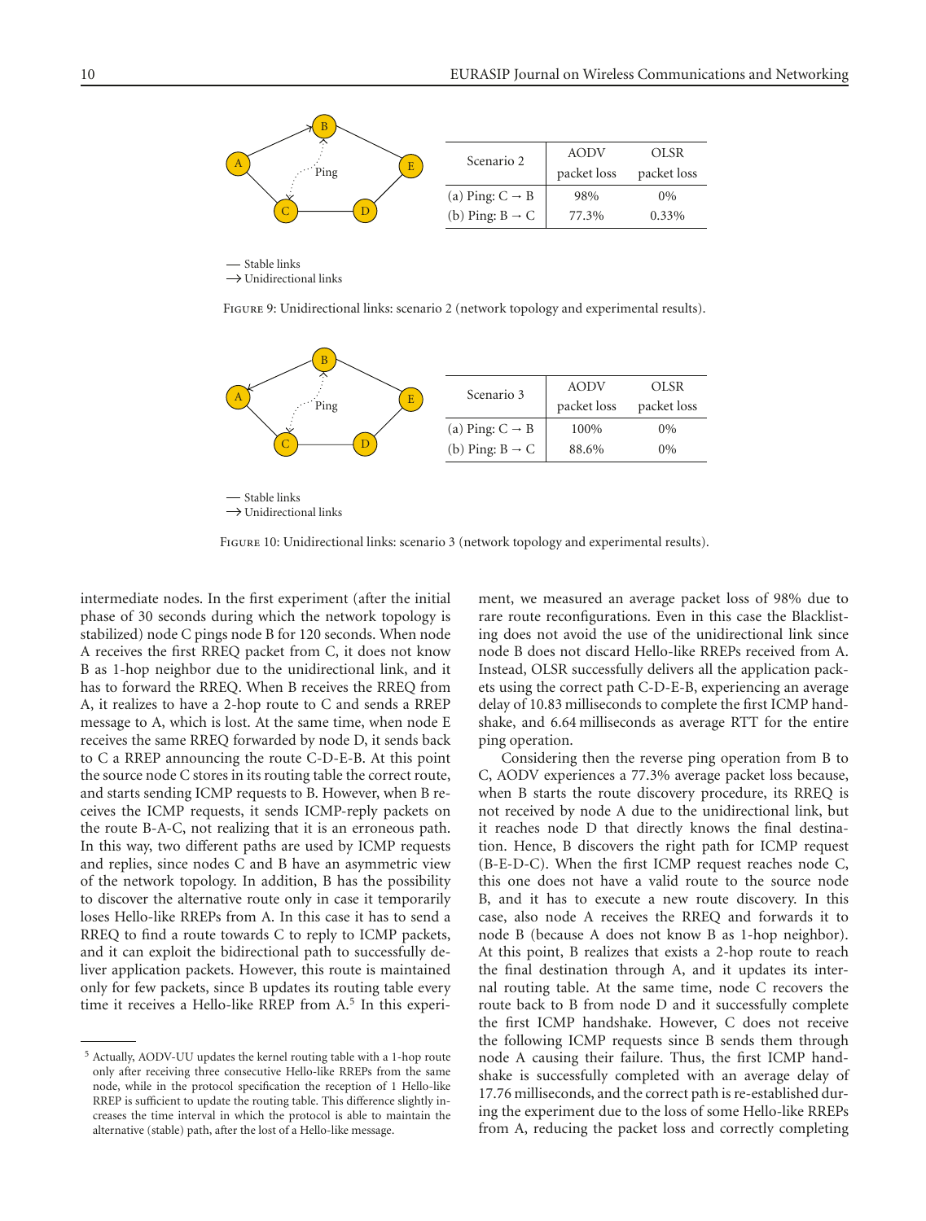| Scenario 2 | AODV packet loss | OLSR packet loss |
|---|---|---|
| (a) Ping: C → B | 98% | 0% |
| (b) Ping: B → C | 77.3% | 0.33% |

— Stable links
→ Unidirectional links

Figure 9: Unidirectional links: scenario 2 (network topology and experimental results).

| Scenario 3 | AODV packet loss | OLSR packet loss |
|---|---|---|
| (a) Ping: C → B | 100% | 0% |
| (b) Ping: B → C | 88.6% | 0% |

— Stable links
→ Unidirectional links

Figure 10: Unidirectional links: scenario 3 (network topology and experimental results).

intermediate nodes. In the first experiment (after the initial phase of 30 seconds during which the network topology is stabilized) node C pings node B for 120 seconds. When node A receives the first RREQ packet from C, it does not know B as 1-hop neighbor due to the unidirectional link, and it has to forward the RREQ. When B receives the RREQ from A, it realizes to have a 2-hop route to C and sends a RREP message to A, which is lost. At the same time, when node E receives the same RREQ forwarded by node D, it sends back to C a RREP announcing the route C-D-E-B. At this point the source node C stores in its routing table the correct route, and starts sending ICMP requests to B. However, when B receives the ICMP requests, it sends ICMP-reply packets on the route B-A-C, not realizing that it is an erroneous path. In this way, two different paths are used by ICMP requests and replies, since nodes C and B have an asymmetric view of the network topology. In addition, B has the possibility to discover the alternative route only in case it temporarily loses Hello-like RREPs from A. In this case it has to send a RREQ to find a route towards C to reply to ICMP packets, and it can exploit the bidirectional path to successfully deliver application packets. However, this route is maintained only for few packets, since B updates its routing table every time it receives a Hello-like RREP from A.[5] In this experiment, we measured an average packet loss of 98% due to rare route reconfigurations. Even in this case the Blacklisting does not avoid the use of the unidirectional link since node B does not discard Hello-like RREPs received from A. Instead, OLSR successfully delivers all the application packets using the correct path C-D-E-B, experiencing an average delay of 10.83 milliseconds to complete the first ICMP handshake, and 6.64 milliseconds as average RTT for the entire ping operation.

Considering then the reverse ping operation from B to C, AODV experiences a 77.3% average packet loss because, when B starts the route discovery procedure, its RREQ is not received by node A due to the unidirectional link, but it reaches node D that directly knows the final destination. Hence, B discovers the right path for ICMP request (B-E-D-C). When the first ICMP request reaches node C, this one does not have a valid route to the source node B, and it has to execute a new route discovery. In this case, also node A receives the RREQ and forwards it to node B (because A does not know B as 1-hop neighbor). At this point, B realizes that exists a 2-hop route to reach the final destination through A, and it updates its internal routing table. At the same time, node C recovers the route back to B from node D and it successfully complete the first ICMP handshake. However, C does not receive the following ICMP requests since B sends them through node A causing their failure. Thus, the first ICMP handshake is successfully completed with an average delay of 17.76 milliseconds, and the correct path is re-established during the experiment due to the loss of some Hello-like RREPs from A, reducing the packet loss and correctly completing

[5] Actually, AODV-UU updates the kernel routing table with a 1-hop route only after receiving three consecutive Hello-like RREPs from the same node, while in the protocol specification the reception of 1 Hello-like RREP is sufficient to update the routing table. This difference slightly increases the time interval in which the protocol is able to maintain the alternative (stable) path, after the lost of a Hello-like message.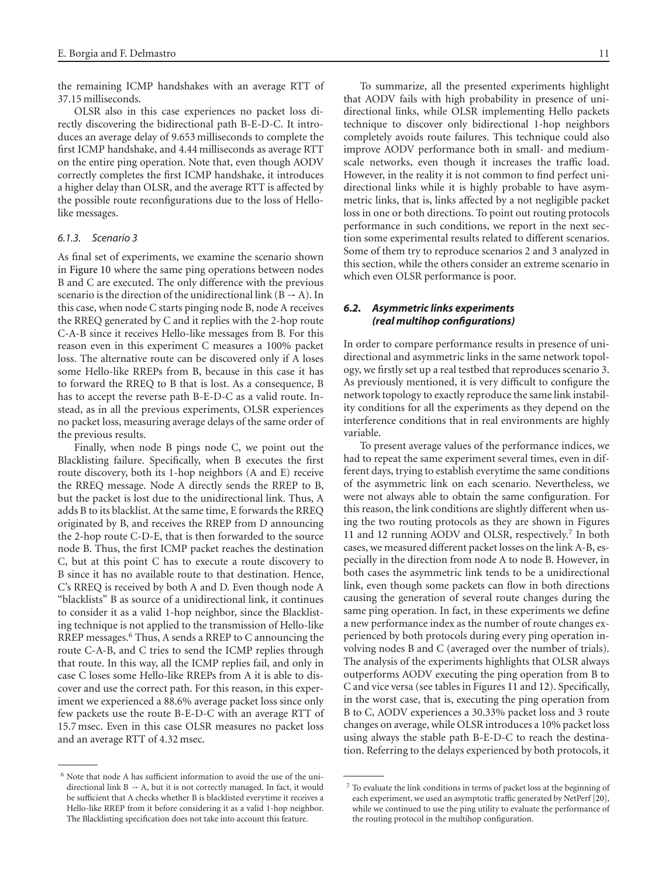the remaining ICMP handshakes with an average RTT of 37.15 milliseconds.

OLSR also in this case experiences no packet loss directly discovering the bidirectional path B-E-D-C. It introduces an average delay of 9.653 milliseconds to complete the first ICMP handshake, and 4.44 milliseconds as average RTT on the entire ping operation. Note that, even though AODV correctly completes the first ICMP handshake, it introduces a higher delay than OLSR, and the average RTT is affected by the possible route reconfigurations due to the loss of Hello-like messages.

#### *6.1.3. Scenario 3*

As final set of experiments, we examine the scenario shown in Figure 10 where the same ping operations between nodes B and C are executed. The only difference with the previous scenario is the direction of the unidirectional link (B → A). In this case, when node C starts pinging node B, node A receives the RREQ generated by C and it replies with the 2-hop route C-A-B since it receives Hello-like messages from B. For this reason even in this experiment C measures a 100% packet loss. The alternative route can be discovered only if A loses some Hello-like RREPs from B, because in this case it has to forward the RREQ to B that is lost. As a consequence, B has to accept the reverse path B-E-D-C as a valid route. Instead, as in all the previous experiments, OLSR experiences no packet loss, measuring average delays of the same order of the previous results.

Finally, when node B pings node C, we point out the Blacklisting failure. Specifically, when B executes the first route discovery, both its 1-hop neighbors (A and E) receive the RREQ message. Node A directly sends the RREP to B, but the packet is lost due to the unidirectional link. Thus, A adds B to its blacklist. At the same time, E forwards the RREQ originated by B, and receives the RREP from D announcing the 2-hop route C-D-E, that is then forwarded to the source node B. Thus, the first ICMP packet reaches the destination C, but at this point C has to execute a route discovery to B since it has no available route to that destination. Hence, C's RREQ is received by both A and D. Even though node A "blacklists" B as source of a unidirectional link, it continues to consider it as a valid 1-hop neighbor, since the Blacklisting technique is not applied to the transmission of Hello-like RREP messages.[6] Thus, A sends a RREP to C announcing the route C-A-B, and C tries to send the ICMP replies through that route. In this way, all the ICMP replies fail, and only in case C loses some Hello-like RREPs from A it is able to discover and use the correct path. For this reason, in this experiment we experienced a 88.6% average packet loss since only few packets use the route B-E-D-C with an average RTT of 15.7 msec. Even in this case OLSR measures no packet loss and an average RTT of 4.32 msec.

To summarize, all the presented experiments highlight that AODV fails with high probability in presence of unidirectional links, while OLSR implementing Hello packets technique to discover only bidirectional 1-hop neighbors completely avoids route failures. This technique could also improve AODV performance both in small- and medium-scale networks, even though it increases the traffic load. However, in the reality it is not common to find perfect unidirectional links while it is highly probable to have asymmetric links, that is, links affected by a not negligible packet loss in one or both directions. To point out routing protocols performance in such conditions, we report in the next section some experimental results related to different scenarios. Some of them try to reproduce scenarios 2 and 3 analyzed in this section, while the others consider an extreme scenario in which even OLSR performance is poor.

### *6.2. Asymmetric links experiments (real multihop configurations)*

In order to compare performance results in presence of unidirectional and asymmetric links in the same network topology, we firstly set up a real testbed that reproduces scenario 3. As previously mentioned, it is very difficult to configure the network topology to exactly reproduce the same link instability conditions for all the experiments as they depend on the interference conditions that in real environments are highly variable.

To present average values of the performance indices, we had to repeat the same experiment several times, even in different days, trying to establish everytime the same conditions of the asymmetric link on each scenario. Nevertheless, we were not always able to obtain the same configuration. For this reason, the link conditions are slightly different when using the two routing protocols as they are shown in Figures 11 and 12 running AODV and OLSR, respectively.[7] In both cases, we measured different packet losses on the link A-B, especially in the direction from node A to node B. However, in both cases the asymmetric link tends to be a unidirectional link, even though some packets can flow in both directions causing the generation of several route changes during the same ping operation. In fact, in these experiments we define a new performance index as the number of route changes experienced by both protocols during every ping operation involving nodes B and C (averaged over the number of trials). The analysis of the experiments highlights that OLSR always outperforms AODV executing the ping operation from B to C and vice versa (see tables in Figures 11 and 12). Specifically, in the worst case, that is, executing the ping operation from B to C, AODV experiences a 30.33% packet loss and 3 route changes on average, while OLSR introduces a 10% packet loss using always the stable path B-E-D-C to reach the destination. Referring to the delays experienced by both protocols, it

---

[6] Note that node A has sufficient information to avoid the use of the unidirectional link B → A, but it is not correctly managed. In fact, it would be sufficient that A checks whether B is blacklisted everytime it receives a Hello-like RREP from it before considering it as a valid 1-hop neighbor. The Blacklisting specification does not take into account this feature.

[7] To evaluate the link conditions in terms of packet loss at the beginning of each experiment, we used an asymptotic traffic generated by NetPerf [20], while we continued to use the ping utility to evaluate the performance of the routing protocol in the multihop configuration.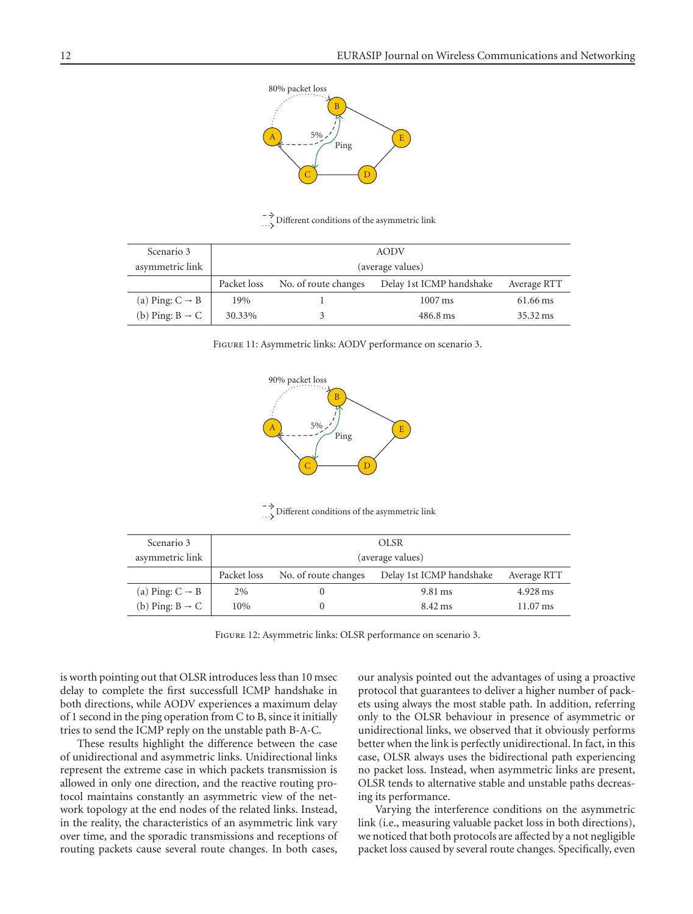| Scenario 3 asymmetric link | AODV (average values) | | | |
|---|---|---|---|---|
| | Packet loss | No. of route changes | Delay 1st ICMP handshake | Average RTT |
| (a) Ping: C → B | 19% | 1 | 1007 ms | 61.66 ms |
| (b) Ping: B → C | 30.33% | 3 | 486.8 ms | 35.32 ms |

Figure 11: Asymmetric links: AODV performance on scenario 3.

| Scenario 3 asymmetric link | OLSR (average values) | | | |
|---|---|---|---|---|
| | Packet loss | No. of route changes | Delay 1st ICMP handshake | Average RTT |
| (a) Ping: C → B | 2% | 0 | 9.81 ms | 4.928 ms |
| (b) Ping: B → C | 10% | 0 | 8.42 ms | 11.07 ms |

Figure 12: Asymmetric links: OLSR performance on scenario 3.

is worth pointing out that OLSR introduces less than 10 msec delay to complete the first successfull ICMP handshake in both directions, while AODV experiences a maximum delay of 1 second in the ping operation from C to B, since it initially tries to send the ICMP reply on the unstable path B-A-C.

These results highlight the difference between the case of unidirectional and asymmetric links. Unidirectional links represent the extreme case in which packets transmission is allowed in only one direction, and the reactive routing protocol maintains constantly an asymmetric view of the network topology at the end nodes of the related links. Instead, in the reality, the characteristics of an asymmetric link vary over time, and the sporadic transmissions and receptions of routing packets cause several route changes. In both cases, our analysis pointed out the advantages of using a proactive protocol that guarantees to deliver a higher number of packets using always the most stable path. In addition, referring only to the OLSR behaviour in presence of asymmetric or unidirectional links, we observed that it obviously performs better when the link is perfectly unidirectional. In fact, in this case, OLSR always uses the bidirectional path experiencing no packet loss. Instead, when asymmetric links are present, OLSR tends to alternative stable and unstable paths decreasing its performance.

Varying the interference conditions on the asymmetric link (i.e., measuring valuable packet loss in both directions), we noticed that both protocols are affected by a not negligible packet loss caused by several route changes. Specifically, even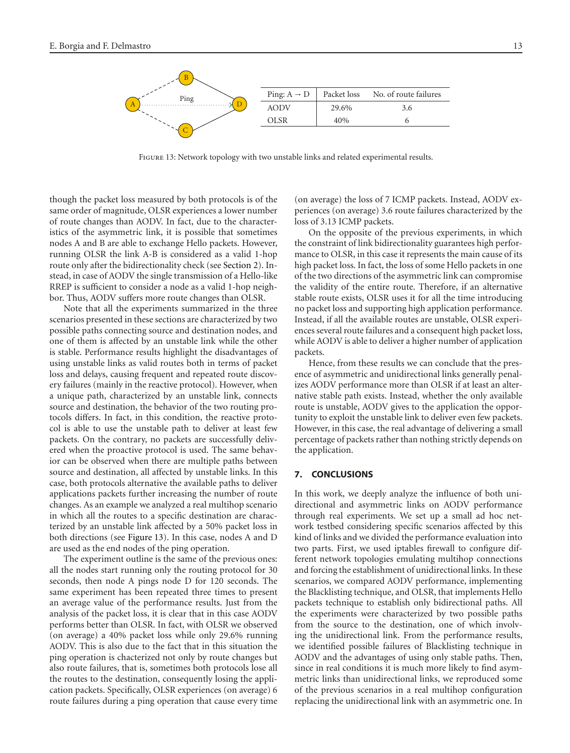A B C D Ping

| Ping: A → D | Packet loss | No. of route failures |
|---|---|---|
| AODV | 29.6% | 3.6 |
| OLSR | 40% | 6 |

Figure 13: Network topology with two unstable links and related experimental results.

though the packet loss measured by both protocols is of the same order of magnitude, OLSR experiences a lower number of route changes than AODV. In fact, due to the characteristics of the asymmetric link, it is possible that sometimes nodes A and B are able to exchange Hello packets. However, running OLSR the link A-B is considered as a valid 1-hop route only after the bidirectionality check (see Section 2). Instead, in case of AODV the single transmission of a Hello-like RREP is sufficient to consider a node as a valid 1-hop neighbor. Thus, AODV suffers more route changes than OLSR.

Note that all the experiments summarized in the three scenarios presented in these sections are characterized by two possible paths connecting source and destination nodes, and one of them is affected by an unstable link while the other is stable. Performance results highlight the disadvantages of using unstable links as valid routes both in terms of packet loss and delays, causing frequent and repeated route discovery failures (mainly in the reactive protocol). However, when a unique path, characterized by an unstable link, connects source and destination, the behavior of the two routing protocols differs. In fact, in this condition, the reactive protocol is able to use the unstable path to deliver at least few packets. On the contrary, no packets are successfully delivered when the proactive protocol is used. The same behavior can be observed when there are multiple paths between source and destination, all affected by unstable links. In this case, both protocols alternative the available paths to deliver applications packets further increasing the number of route changes. As an example we analyzed a real multihop scenario in which all the routes to a specific destination are characterized by an unstable link affected by a 50% packet loss in both directions (see Figure 13). In this case, nodes A and D are used as the end nodes of the ping operation.

The experiment outline is the same of the previous ones: all the nodes start running only the routing protocol for 30 seconds, then node A pings node D for 120 seconds. The same experiment has been repeated three times to present an average value of the performance results. Just from the analysis of the packet loss, it is clear that in this case AODV performs better than OLSR. In fact, with OLSR we observed (on average) a 40% packet loss while only 29.6% running AODV. This is also due to the fact that in this situation the ping operation is chacterized not only by route changes but also route failures, that is, sometimes both protocols lose all the routes to the destination, consequently losing the application packets. Specifically, OLSR experiences (on average) 6 route failures during a ping operation that cause every time (on average) the loss of 7 ICMP packets. Instead, AODV experiences (on average) 3.6 route failures characterized by the loss of 3.13 ICMP packets.

On the opposite of the previous experiments, in which the constraint of link bidirectionality guarantees high performance to OLSR, in this case it represents the main cause of its high packet loss. In fact, the loss of some Hello packets in one of the two directions of the asymmetric link can compromise the validity of the entire route. Therefore, if an alternative stable route exists, OLSR uses it for all the time introducing no packet loss and supporting high application performance. Instead, if all the available routes are unstable, OLSR experiences several route failures and a consequent high packet loss, while AODV is able to deliver a higher number of application packets.

Hence, from these results we can conclude that the presence of asymmetric and unidirectional links generally penalizes AODV performance more than OLSR if at least an alternative stable path exists. Instead, whether the only available route is unstable, AODV gives to the application the opportunity to exploit the unstable link to deliver even few packets. However, in this case, the real advantage of delivering a small percentage of packets rather than nothing strictly depends on the application.

## 7. CONCLUSIONS

In this work, we deeply analyze the influence of both unidirectional and asymmetric links on AODV performance through real experiments. We set up a small ad hoc network testbed considering specific scenarios affected by this kind of links and we divided the performance evaluation into two parts. First, we used iptables firewall to configure different network topologies emulating multihop connections and forcing the establishment of unidirectional links. In these scenarios, we compared AODV performance, implementing the Blacklisting technique, and OLSR, that implements Hello packets technique to establish only bidirectional paths. All the experiments were characterized by two possible paths from the source to the destination, one of which involving the unidirectional link. From the performance results, we identified possible failures of Blacklisting technique in AODV and the advantages of using only stable paths. Then, since in real conditions it is much more likely to find asymmetric links than unidirectional links, we reproduced some of the previous scenarios in a real multihop configuration replacing the unidirectional link with an asymmetric one. In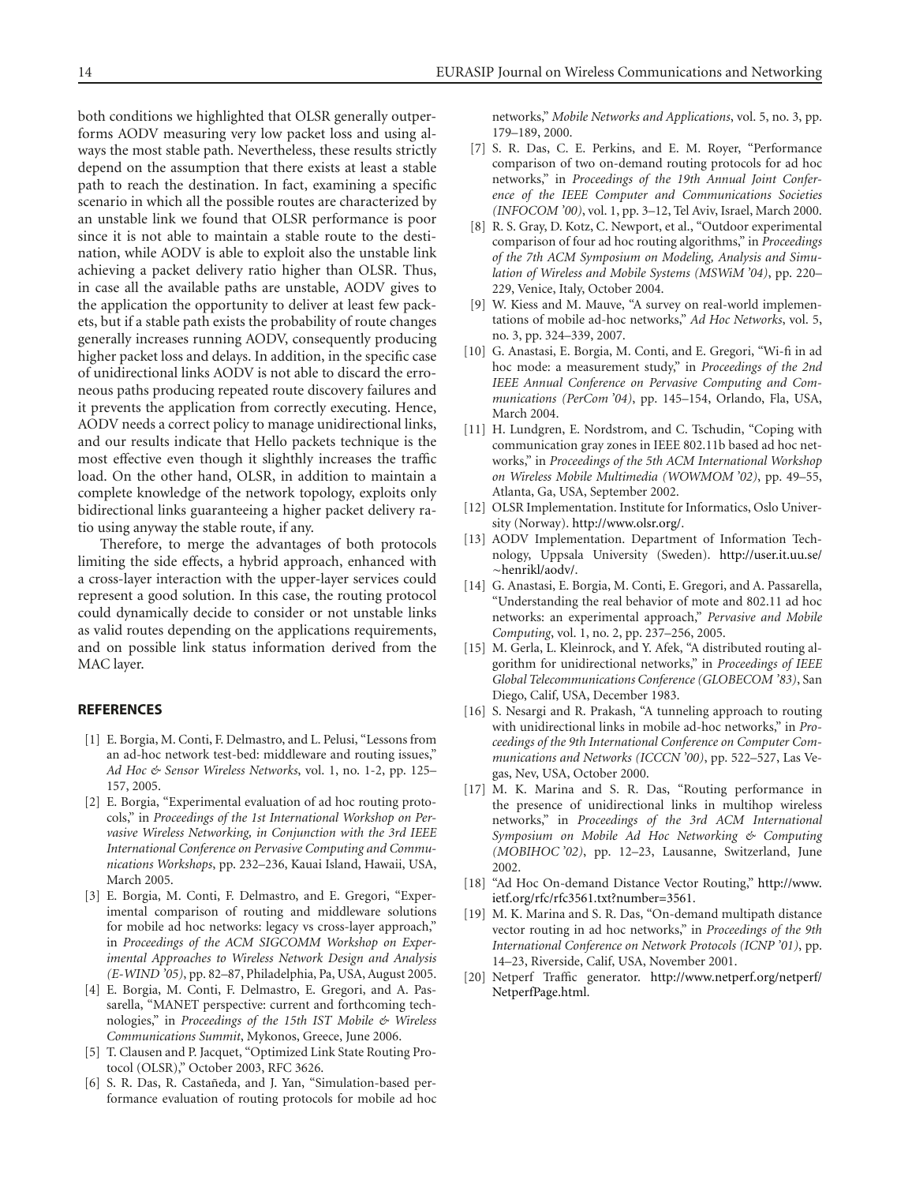both conditions we highlighted that OLSR generally outperforms AODV measuring very low packet loss and using always the most stable path. Nevertheless, these results strictly depend on the assumption that there exists at least a stable path to reach the destination. In fact, examining a specific scenario in which all the possible routes are characterized by an unstable link we found that OLSR performance is poor since it is not able to maintain a stable route to the destination, while AODV is able to exploit also the unstable link achieving a packet delivery ratio higher than OLSR. Thus, in case all the available paths are unstable, AODV gives to the application the opportunity to deliver at least few packets, but if a stable path exists the probability of route changes generally increases running AODV, consequently producing higher packet loss and delays. In addition, in the specific case of unidirectional links AODV is not able to discard the erroneous paths producing repeated route discovery failures and it prevents the application from correctly executing. Hence, AODV needs a correct policy to manage unidirectional links, and our results indicate that Hello packets technique is the most effective even though it slighthly increases the traffic load. On the other hand, OLSR, in addition to maintain a complete knowledge of the network topology, exploits only bidirectional links guaranteeing a higher packet delivery ratio using anyway the stable route, if any.

Therefore, to merge the advantages of both protocols limiting the side effects, a hybrid approach, enhanced with a cross-layer interaction with the upper-layer services could represent a good solution. In this case, the routing protocol could dynamically decide to consider or not unstable links as valid routes depending on the applications requirements, and on possible link status information derived from the MAC layer.

## REFERENCES

[1] E. Borgia, M. Conti, F. Delmastro, and L. Pelusi, "Lessons from an ad-hoc network test-bed: middleware and routing issues," *Ad Hoc & Sensor Wireless Networks*, vol. 1, no. 1-2, pp. 125–157, 2005.

[2] E. Borgia, "Experimental evaluation of ad hoc routing protocols," in *Proceedings of the 1st International Workshop on Pervasive Wireless Networking, in Conjunction with the 3rd IEEE International Conference on Pervasive Computing and Communications Workshops*, pp. 232–236, Kauai Island, Hawaii, USA, March 2005.

[3] E. Borgia, M. Conti, F. Delmastro, and E. Gregori, "Experimental comparison of routing and middleware solutions for mobile ad hoc networks: legacy vs cross-layer approach," in *Proceedings of the ACM SIGCOMM Workshop on Experimental Approaches to Wireless Network Design and Analysis (E-WIND '05)*, pp. 82–87, Philadelphia, Pa, USA, August 2005.

[4] E. Borgia, M. Conti, F. Delmastro, E. Gregori, and A. Passarella, "MANET perspective: current and forthcoming technologies," in *Proceedings of the 15th IST Mobile & Wireless Communications Summit*, Mykonos, Greece, June 2006.

[5] T. Clausen and P. Jacquet, "Optimized Link State Routing Protocol (OLSR)," October 2003, RFC 3626.

[6] S. R. Das, R. Castañeda, and J. Yan, "Simulation-based performance evaluation of routing protocols for mobile ad hoc networks," *Mobile Networks and Applications*, vol. 5, no. 3, pp. 179–189, 2000.

[7] S. R. Das, C. E. Perkins, and E. M. Royer, "Performance comparison of two on-demand routing protocols for ad hoc networks," in *Proceedings of the 19th Annual Joint Conference of the IEEE Computer and Communications Societies (INFOCOM '00)*, vol. 1, pp. 3–12, Tel Aviv, Israel, March 2000.

[8] R. S. Gray, D. Kotz, C. Newport, et al., "Outdoor experimental comparison of four ad hoc routing algorithms," in *Proceedings of the 7th ACM Symposium on Modeling, Analysis and Simulation of Wireless and Mobile Systems (MSWiM '04)*, pp. 220–229, Venice, Italy, October 2004.

[9] W. Kiess and M. Mauve, "A survey on real-world implementations of mobile ad-hoc networks," *Ad Hoc Networks*, vol. 5, no. 3, pp. 324–339, 2007.

[10] G. Anastasi, E. Borgia, M. Conti, and E. Gregori, "Wi-fi in ad hoc mode: a measurement study," in *Proceedings of the 2nd IEEE Annual Conference on Pervasive Computing and Communications (PerCom '04)*, pp. 145–154, Orlando, Fla, USA, March 2004.

[11] H. Lundgren, E. Nordstrom, and C. Tschudin, "Coping with communication gray zones in IEEE 802.11b based ad hoc networks," in *Proceedings of the 5th ACM International Workshop on Wireless Mobile Multimedia (WOWMOM '02)*, pp. 49–55, Atlanta, Ga, USA, September 2002.

[12] OLSR Implementation. Institute for Informatics, Oslo University (Norway). http://www.olsr.org/.

[13] AODV Implementation. Department of Information Technology, Uppsala University (Sweden). http://user.it.uu.se/~henrikl/aodv/.

[14] G. Anastasi, E. Borgia, M. Conti, E. Gregori, and A. Passarella, "Understanding the real behavior of mote and 802.11 ad hoc networks: an experimental approach," *Pervasive and Mobile Computing*, vol. 1, no. 2, pp. 237–256, 2005.

[15] M. Gerla, L. Kleinrock, and Y. Afek, "A distributed routing algorithm for unidirectional networks," in *Proceedings of IEEE Global Telecommunications Conference (GLOBECOM '83)*, San Diego, Calif, USA, December 1983.

[16] S. Nesargi and R. Prakash, "A tunneling approach to routing with unidirectional links in mobile ad-hoc networks," in *Proceedings of the 9th International Conference on Computer Communications and Networks (ICCCN '00)*, pp. 522–527, Las Vegas, Nev, USA, October 2000.

[17] M. K. Marina and S. R. Das, "Routing performance in the presence of unidirectional links in multihop wireless networks," in *Proceedings of the 3rd ACM International Symposium on Mobile Ad Hoc Networking & Computing (MOBIHOC '02)*, pp. 12–23, Lausanne, Switzerland, June 2002.

[18] "Ad Hoc On-demand Distance Vector Routing," http://www.ietf.org/rfc/rfc3561.txt?number=3561.

[19] M. K. Marina and S. R. Das, "On-demand multipath distance vector routing in ad hoc networks," in *Proceedings of the 9th International Conference on Network Protocols (ICNP '01)*, pp. 14–23, Riverside, Calif, USA, November 2001.

[20] Netperf Traffic generator. http://www.netperf.org/netperf/NetperfPage.html.